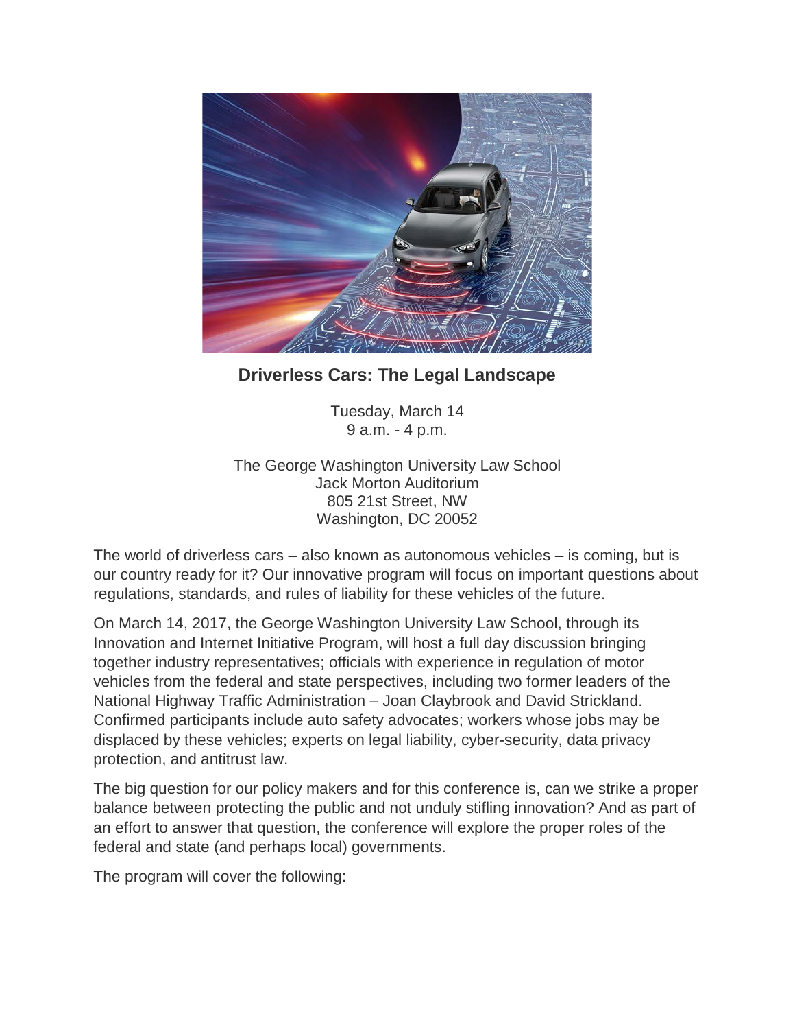## Driverless Cars: The Legal Landscape

Tuesday, March 14
9 a.m. - 4 p.m.

The George Washington University Law School
Jack Morton Auditorium
805 21st Street, NW
Washington, DC 20052

The world of driverless cars – also known as autonomous vehicles – is coming, but is our country ready for it? Our innovative program will focus on important questions about regulations, standards, and rules of liability for these vehicles of the future.

On March 14, 2017, the George Washington University Law School, through its Innovation and Internet Initiative Program, will host a full day discussion bringing together industry representatives; officials with experience in regulation of motor vehicles from the federal and state perspectives, including two former leaders of the National Highway Traffic Administration – Joan Claybrook and David Strickland. Confirmed participants include auto safety advocates; workers whose jobs may be displaced by these vehicles; experts on legal liability, cyber-security, data privacy protection, and antitrust law.

The big question for our policy makers and for this conference is, can we strike a proper balance between protecting the public and not unduly stifling innovation? And as part of an effort to answer that question, the conference will explore the proper roles of the federal and state (and perhaps local) governments.

The program will cover the following: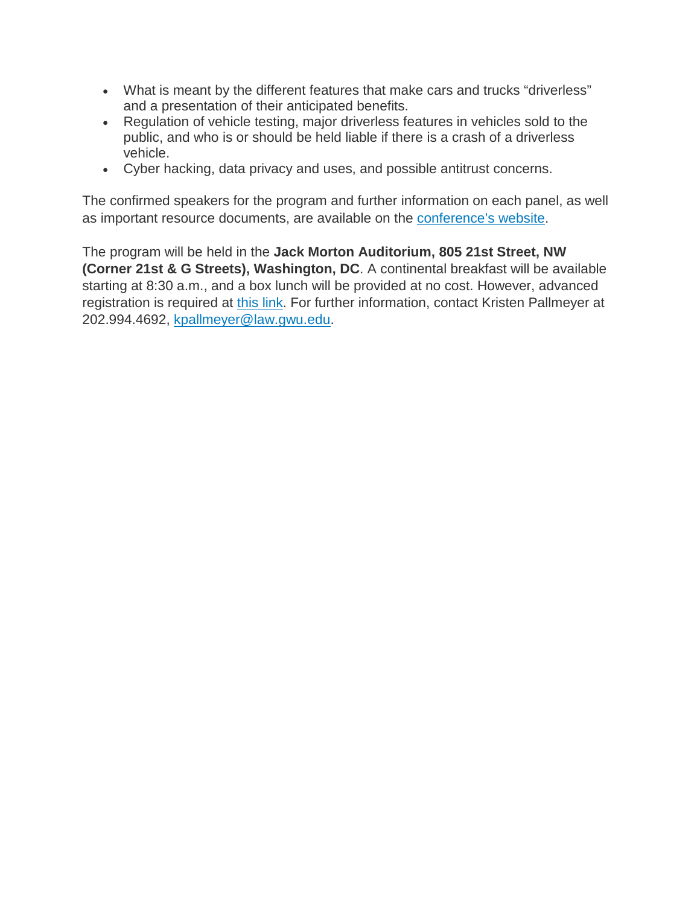- What is meant by the different features that make cars and trucks "driverless" and a presentation of their anticipated benefits.
- Regulation of vehicle testing, major driverless features in vehicles sold to the public, and who is or should be held liable if there is a crash of a driverless vehicle.
- Cyber hacking, data privacy and uses, and possible antitrust concerns.

The confirmed speakers for the program and further information on each panel, as well as important resource documents, are available on the conference's website.

The program will be held in the **Jack Morton Auditorium, 805 21st Street, NW (Corner 21st & G Streets), Washington, DC**. A continental breakfast will be available starting at 8:30 a.m., and a box lunch will be provided at no cost. However, advanced registration is required at this link. For further information, contact Kristen Pallmeyer at 202.994.4692, kpallmeyer@law.gwu.edu.